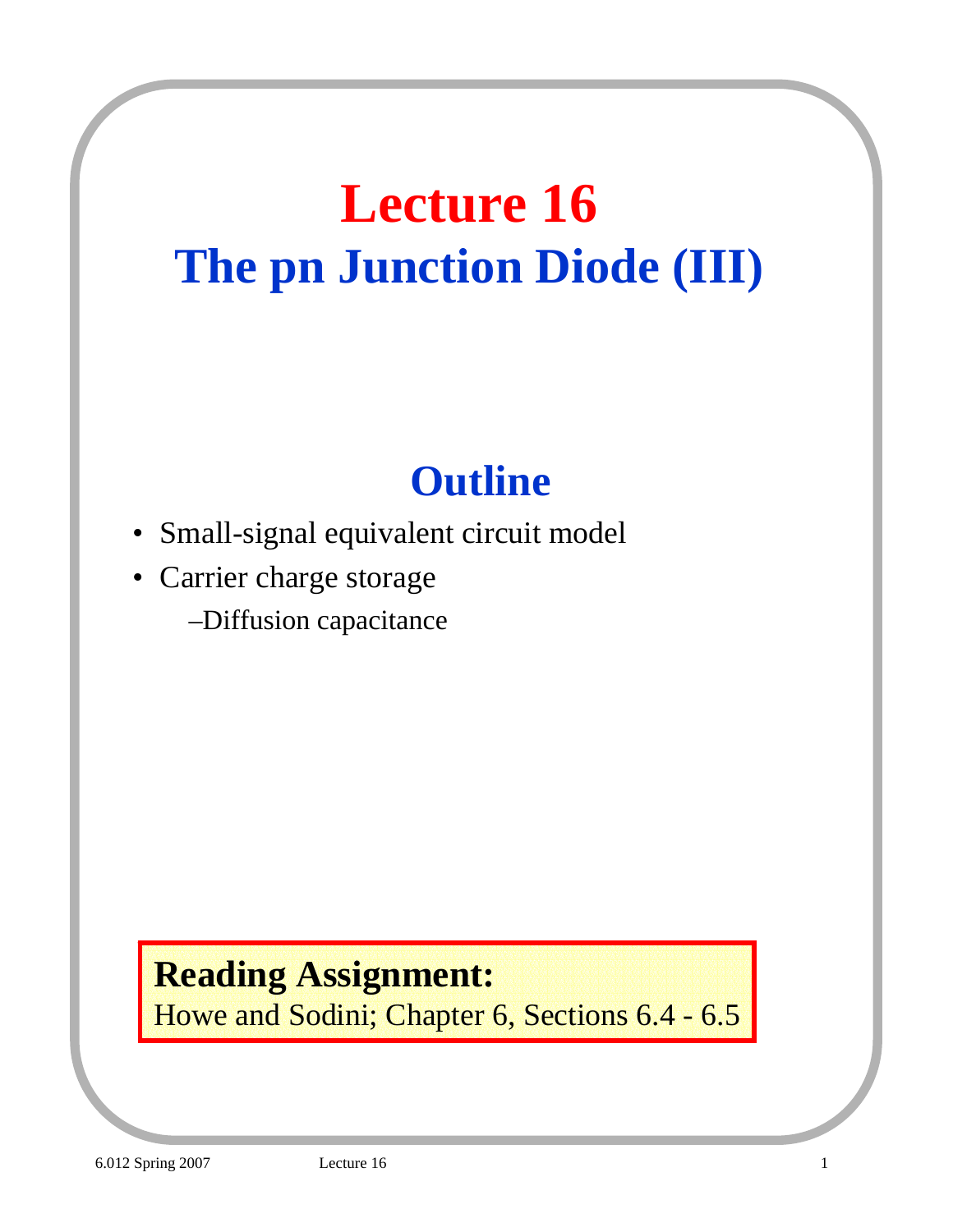# Lecture 16

## The pn Junction Diode (III)

## Outline

- Small-signal equivalent circuit model
- Carrier charge storage
  - –Diffusion capacitance

**Reading Assignment:**
Howe and Sodini; Chapter 6, Sections 6.4 - 6.5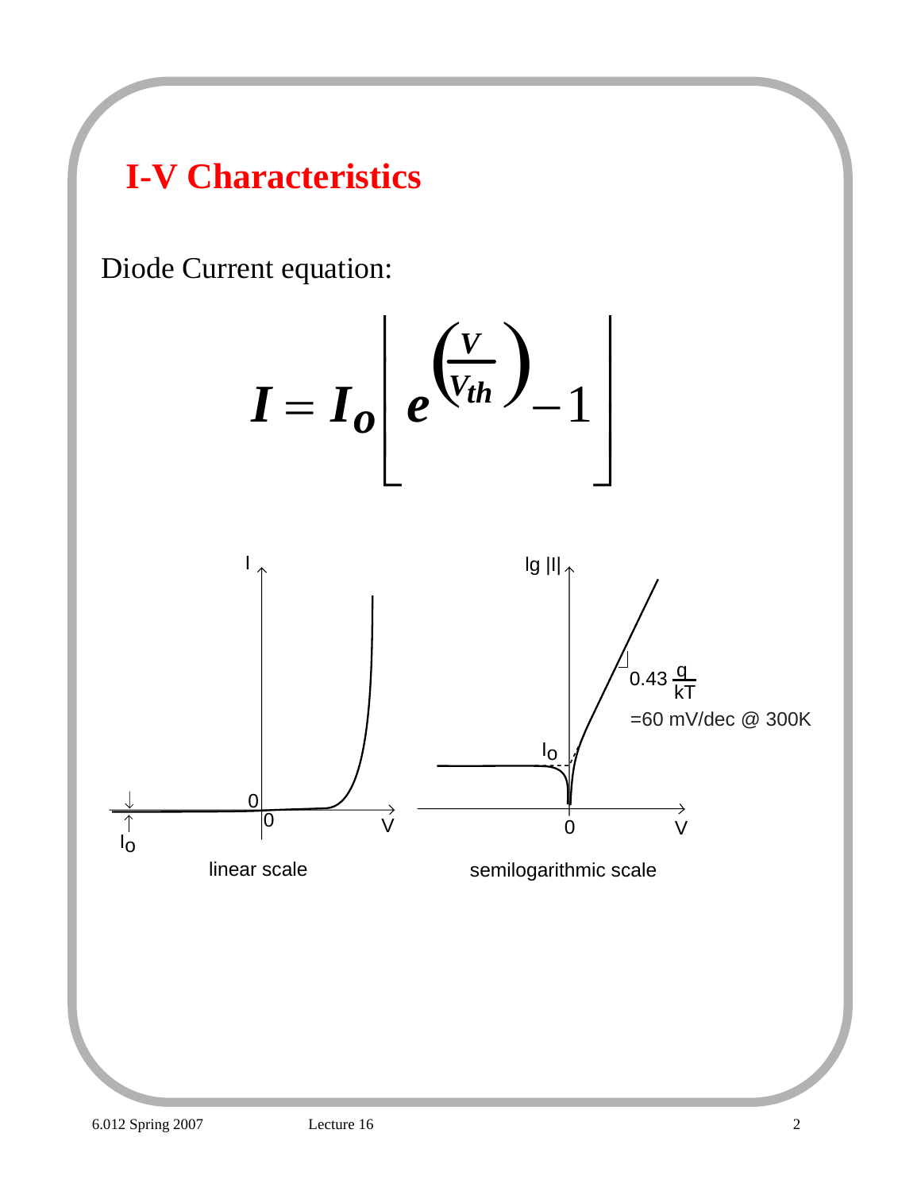# I-V Characteristics

Diode Current equation:

$$I = I_o \left[ e^{\left(\frac{V}{V_{th}}\right)} - 1 \right]$$

linear scale

semilogarithmic scale

$0.43 \frac{q}{kT}$

=60 mV/dec @ 300K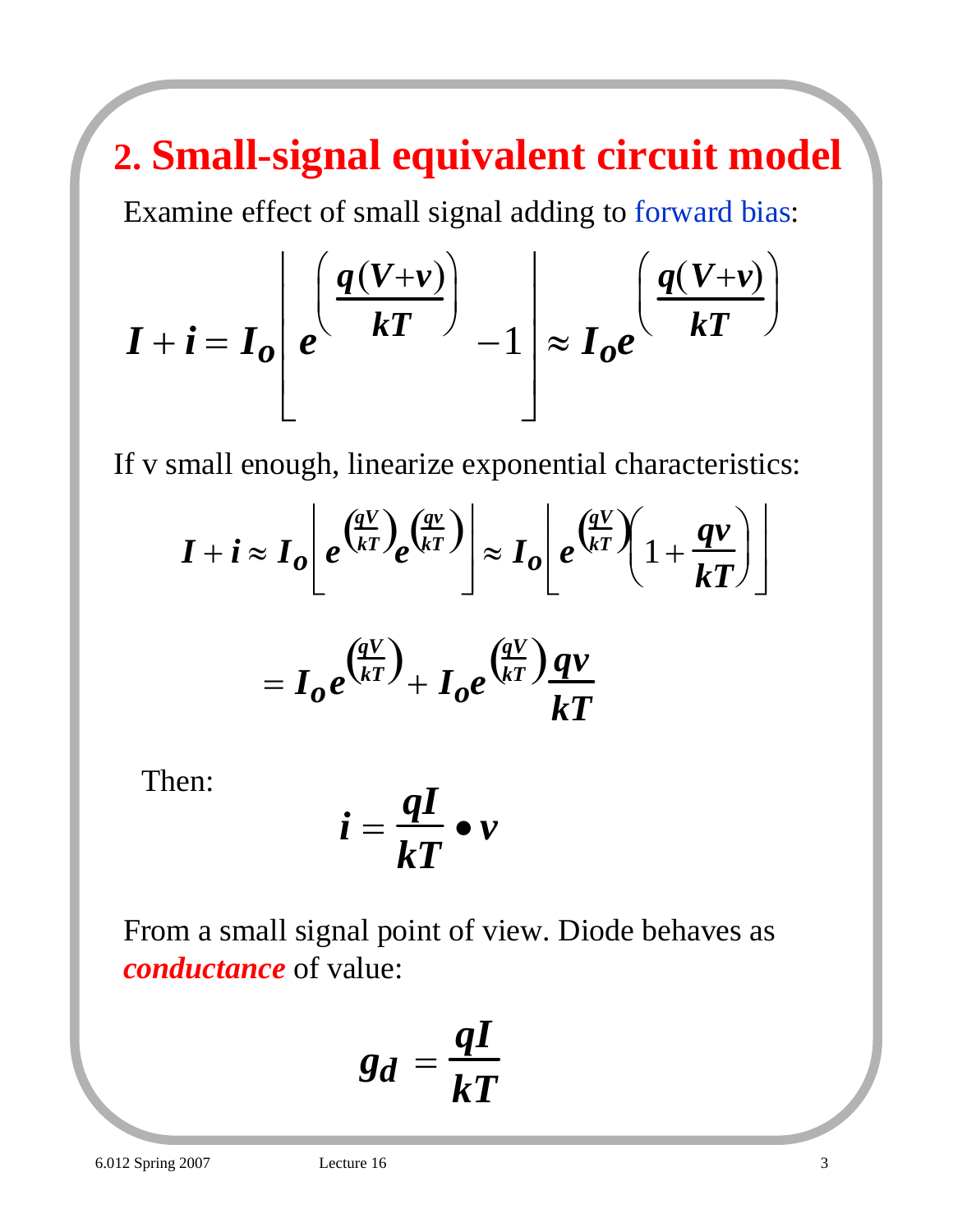## 2. Small-signal equivalent circuit model

Examine effect of small signal adding to forward bias:

$$I + i = I_o \left[ e^{\left(\frac{q(V+v)}{kT}\right)} - 1 \right] \approx I_o e^{\left(\frac{q(V+v)}{kT}\right)}$$

If v small enough, linearize exponential characteristics:

$$I + i \approx I_o \left[ e^{\left(\frac{qV}{kT}\right)} e^{\left(\frac{qv}{kT}\right)} \right] \approx I_o \left[ e^{\left(\frac{qV}{kT}\right)} \left(1 + \frac{qv}{kT}\right) \right]$$

$$= I_o e^{\left(\frac{qV}{kT}\right)} + I_o e^{\left(\frac{qV}{kT}\right)} \frac{qv}{kT}$$

Then:

$$i = \frac{qI}{kT} \bullet v$$

From a small signal point of view. Diode behaves as ***conductance*** of value:

$$g_d = \frac{qI}{kT}$$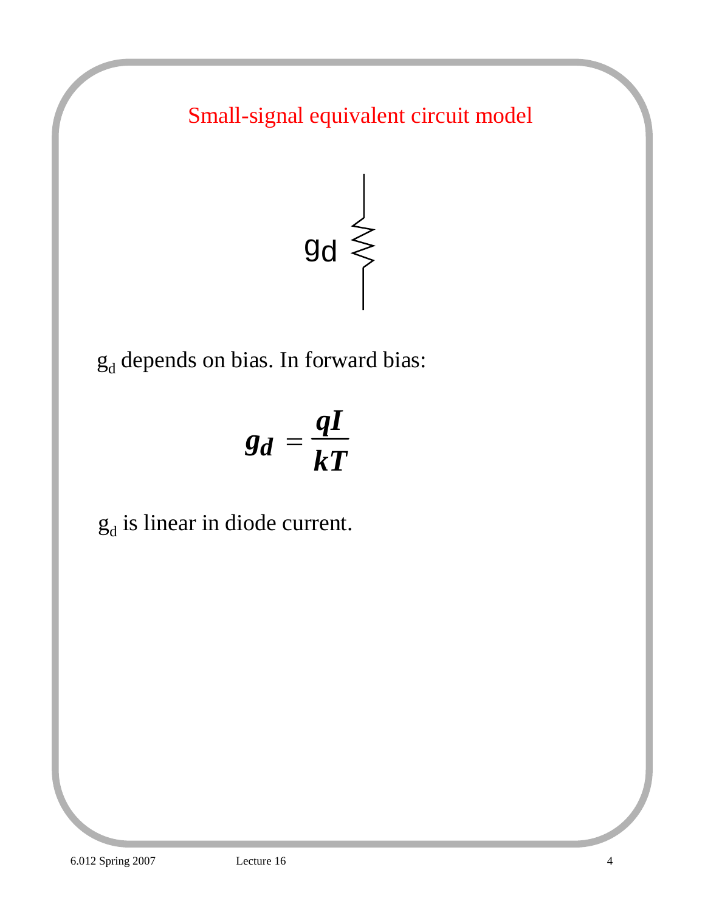## Small-signal equivalent circuit model

$g_d$ depends on bias. In forward bias:

$$g_d = \frac{qI}{kT}$$

$g_d$ is linear in diode current.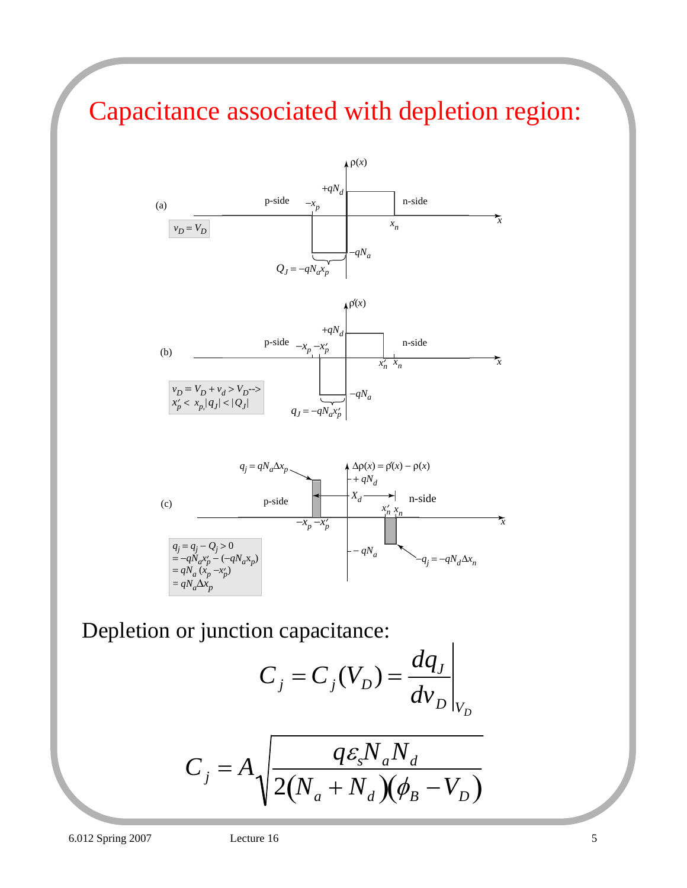# Capacitance associated with depletion region:

(a)

$v_D = V_D$

$Q_J = -qN_a x_p$

(b)

$v_D = V_D + v_d > V_D$ --> $x_p' < x_p, |q_J| < |Q_J|$

$q_J = -qN_a x_p'$

(c)

$q_j = q_j - Q_j > 0$
$= -qN_a x_p' - (-qN_a x_p)$
$= qN_a (x_p - x_p')$
$= qN_a \Delta x_p$

$q_j = qN_a \Delta x_p$

$-q_j = -qN_d \Delta x_n$

$\Delta\rho(x) = \rho'(x) - \rho(x)$

Depletion or junction capacitance:

$$C_j = C_j(V_D) = \left.\frac{dq_J}{dv_D}\right|_{V_D}$$

$$C_j = A\sqrt{\frac{q\varepsilon_s N_a N_d}{2(N_a + N_d)(\phi_B - V_D)}}$$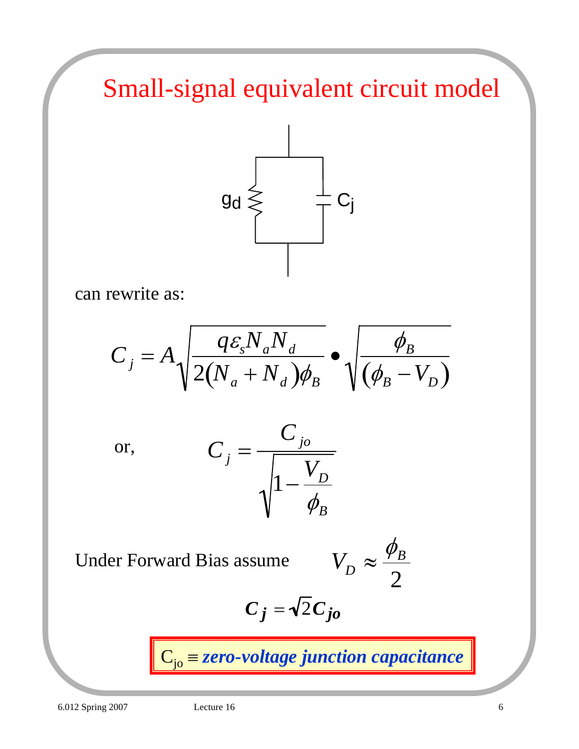# Small-signal equivalent circuit model

$g_d$ (resistor) in parallel with $C_j$ (capacitor)

can rewrite as:

$$C_j = A\sqrt{\frac{q\varepsilon_s N_a N_d}{2(N_a + N_d)\phi_B}} \bullet \sqrt{\frac{\phi_B}{(\phi_B - V_D)}}$$

or,

$$C_j = \frac{C_{jo}}{\sqrt{1 - \frac{V_D}{\phi_B}}}$$

Under Forward Bias assume $V_D \approx \frac{\phi_B}{2}$

$$C_j = \sqrt{2} C_{jo}$$

$C_{jo} \equiv$ ***zero-voltage junction capacitance***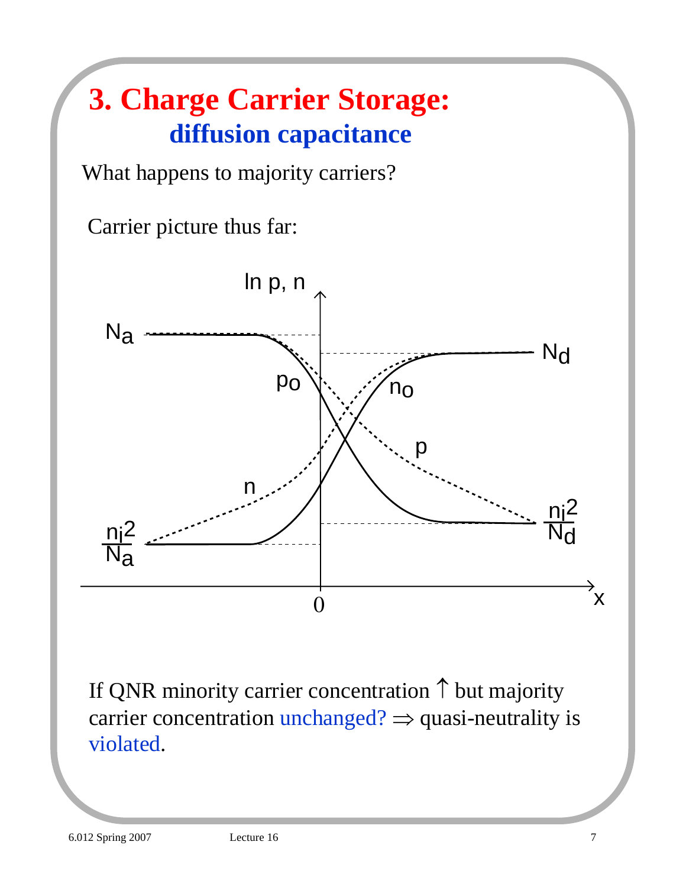# 3. Charge Carrier Storage:
## diffusion capacitance

What happens to majority carriers?

Carrier picture thus far:

If QNR minority carrier concentration ↑ but majority carrier concentration unchanged? ⇒ quasi-neutrality is violated.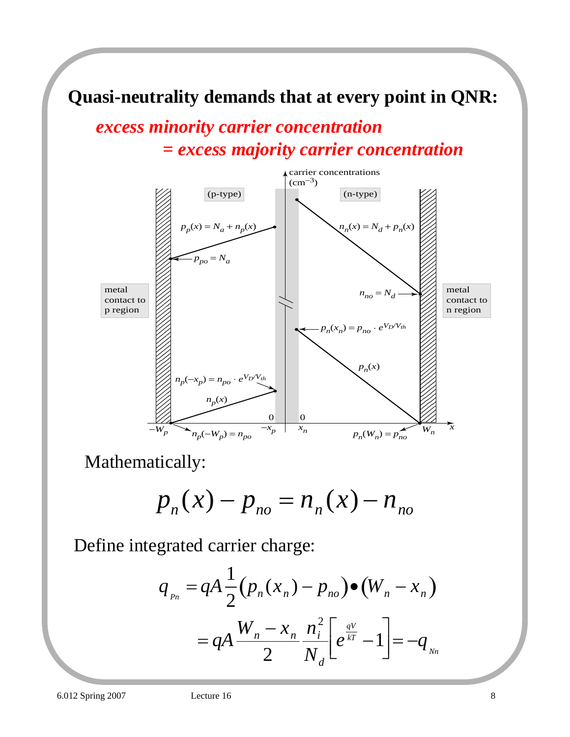## Quasi-neutrality demands that at every point in QNR:

***excess minority carrier concentration***
***= excess majority carrier concentration***

Mathematically:

$$p_n(x) - p_{no} = n_n(x) - n_{no}$$

Define integrated carrier charge:

$$q_{_{Pn}} = qA\frac{1}{2}\left(p_n(x_n) - p_{no}\right) \bullet \left(W_n - x_n\right)$$

$$= qA\frac{W_n - x_n}{2}\frac{n_i^2}{N_d}\left[e^{\frac{qV}{kT}} - 1\right] = -q_{_{Nn}}$$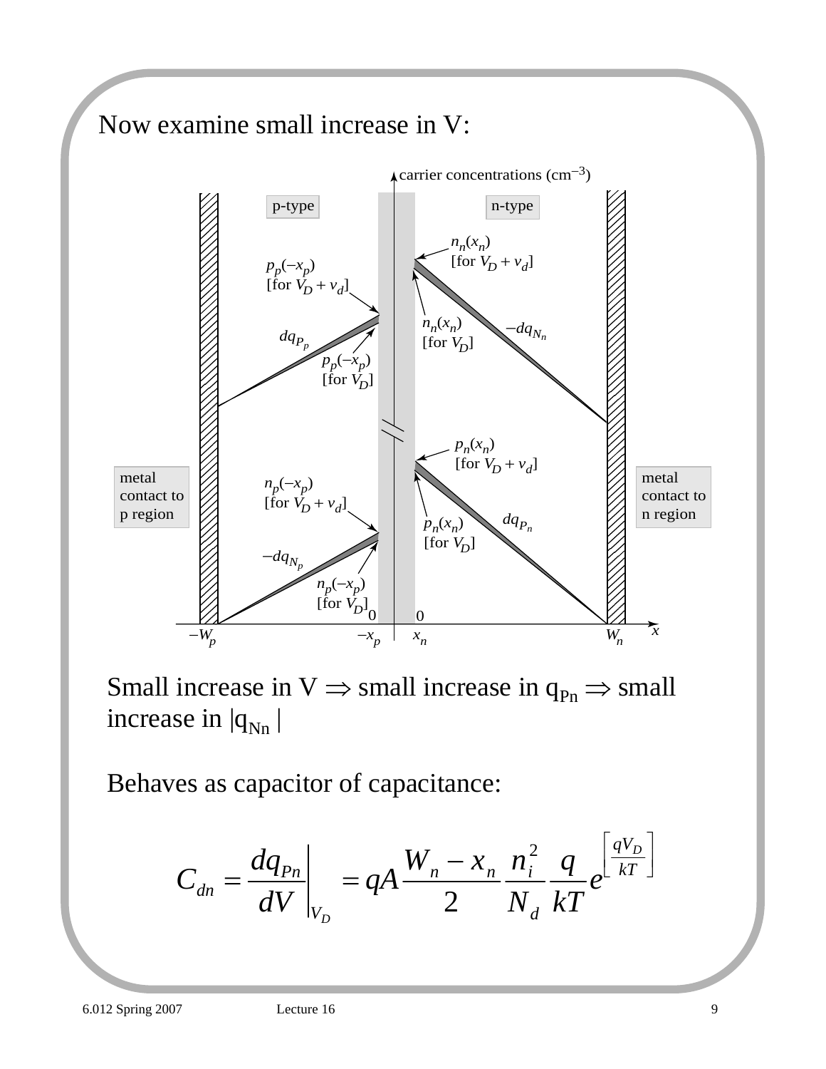Now examine small increase in V:

Small increase in V $\Rightarrow$ small increase in $q_{Pn}$ $\Rightarrow$ small increase in $|q_{Nn}|$

Behaves as capacitor of capacitance:

$$C_{dn} = \left.\frac{dq_{Pn}}{dV}\right|_{V_D} = qA\frac{W_n - x_n}{2}\frac{n_i^2}{N_d}\frac{q}{kT}e^{\left[\frac{qV_D}{kT}\right]}$$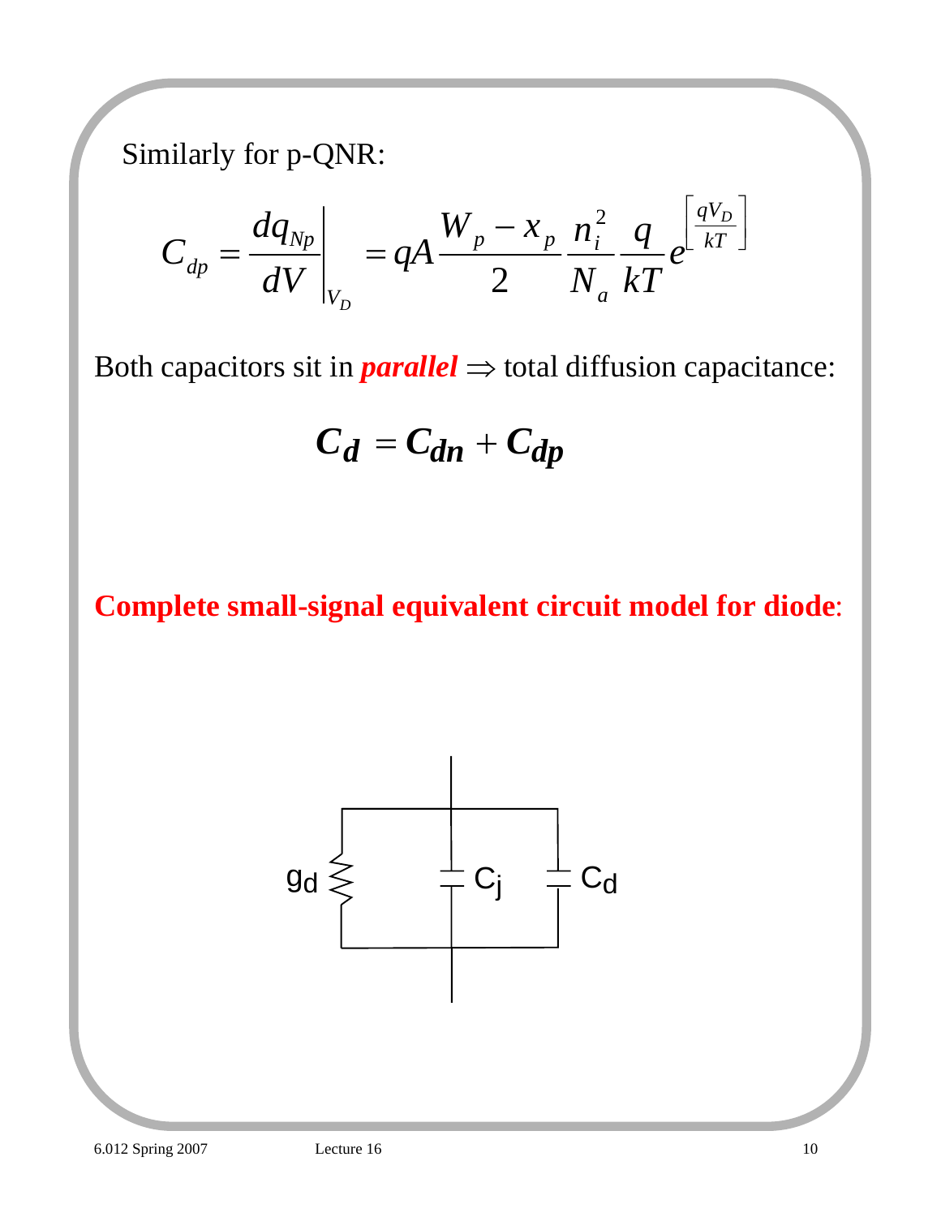Similarly for p-QNR:

$$C_{dp} = \left.\frac{dq_{Np}}{dV}\right|_{V_D} = qA\frac{W_p - x_p}{2}\frac{n_i^2}{N_a}\frac{q}{kT}e^{\left[\frac{qV_D}{kT}\right]}$$

Both capacitors sit in ***parallel*** $\Rightarrow$ total diffusion capacitance:

$$\boldsymbol{C_d = C_{dn} + C_{dp}}$$

**Complete small-signal equivalent circuit model for diode**:

$g_d$ $C_j$ $C_d$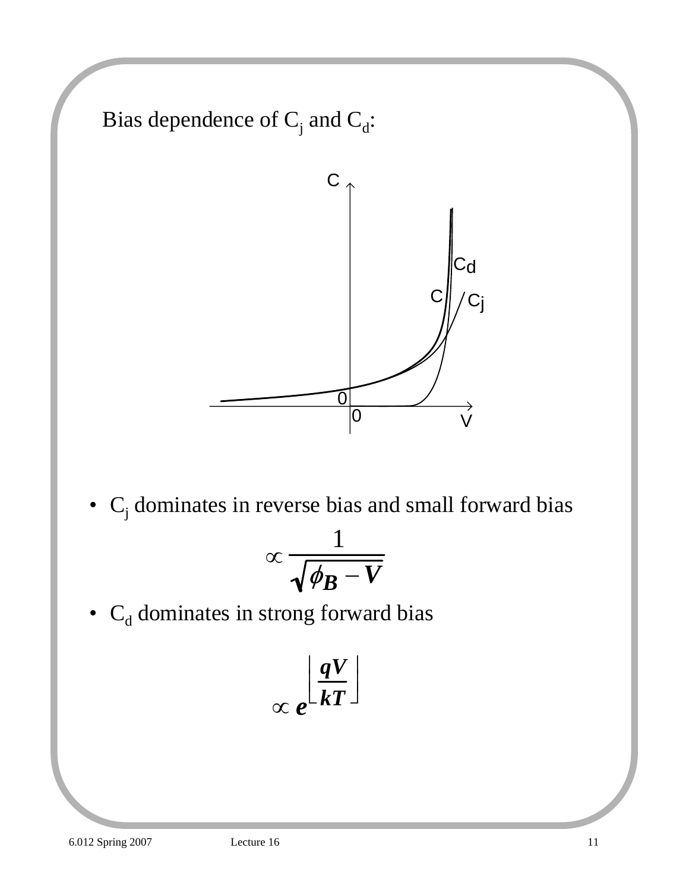Bias dependence of $C_j$ and $C_d$:

- $C_j$ dominates in reverse bias and small forward bias

$$\propto \frac{1}{\sqrt{\phi_B - V}}$$

- $C_d$ dominates in strong forward bias

$$\propto e^{\left[\frac{qV}{kT}\right]}$$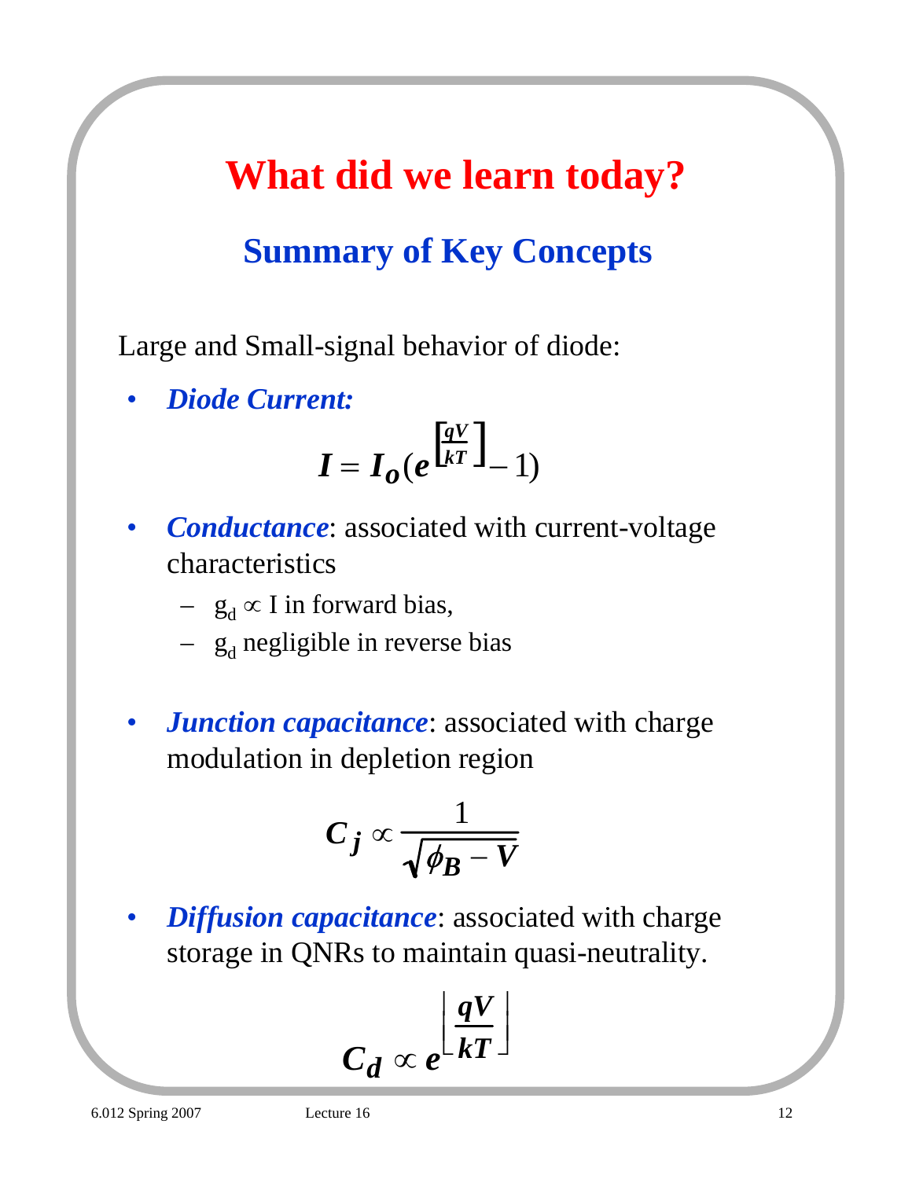# What did we learn today?

## Summary of Key Concepts

Large and Small-signal behavior of diode:

- ***Diode Current:***

$$I = I_o\left(e^{\left[\frac{qV}{kT}\right]} - 1\right)$$

- ***Conductance***: associated with current-voltage characteristics
  - $g_d \propto$ I in forward bias,
  - $g_d$ negligible in reverse bias

- ***Junction capacitance***: associated with charge modulation in depletion region

$$C_j \propto \frac{1}{\sqrt{\phi_B - V}}$$

- ***Diffusion capacitance***: associated with charge storage in QNRs to maintain quasi-neutrality.

$$C_d \propto e^{\left[\frac{qV}{kT}\right]}$$